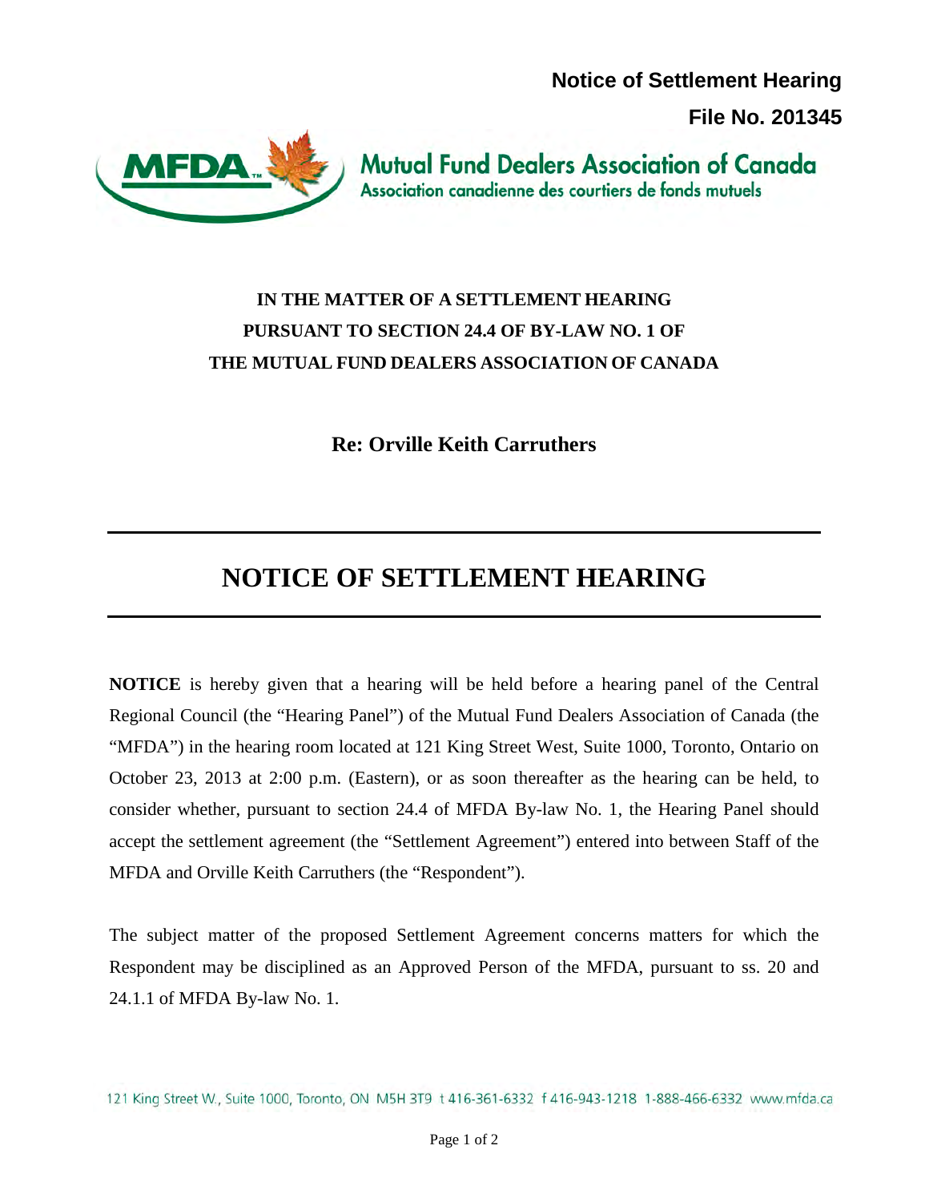**Notice of Settlement Hearing**

**File No. 201345**

Mutual Fund Dealers Association of Canada
Association canadienne des courtiers de fonds mutuels

**IN THE MATTER OF A SETTLEMENT HEARING PURSUANT TO SECTION 24.4 OF BY-LAW NO. 1 OF THE MUTUAL FUND DEALERS ASSOCIATION OF CANADA**

**Re: Orville Keith Carruthers**

# NOTICE OF SETTLEMENT HEARING

**NOTICE** is hereby given that a hearing will be held before a hearing panel of the Central Regional Council (the "Hearing Panel") of the Mutual Fund Dealers Association of Canada (the "MFDA") in the hearing room located at 121 King Street West, Suite 1000, Toronto, Ontario on October 23, 2013 at 2:00 p.m. (Eastern), or as soon thereafter as the hearing can be held, to consider whether, pursuant to section 24.4 of MFDA By-law No. 1, the Hearing Panel should accept the settlement agreement (the "Settlement Agreement") entered into between Staff of the MFDA and Orville Keith Carruthers (the "Respondent").

The subject matter of the proposed Settlement Agreement concerns matters for which the Respondent may be disciplined as an Approved Person of the MFDA, pursuant to ss. 20 and 24.1.1 of MFDA By-law No. 1.

121 King Street W., Suite 1000, Toronto, ON M5H 3T9 t 416-361-6332 f 416-943-1218 1-888-466-6332 www.mfda.ca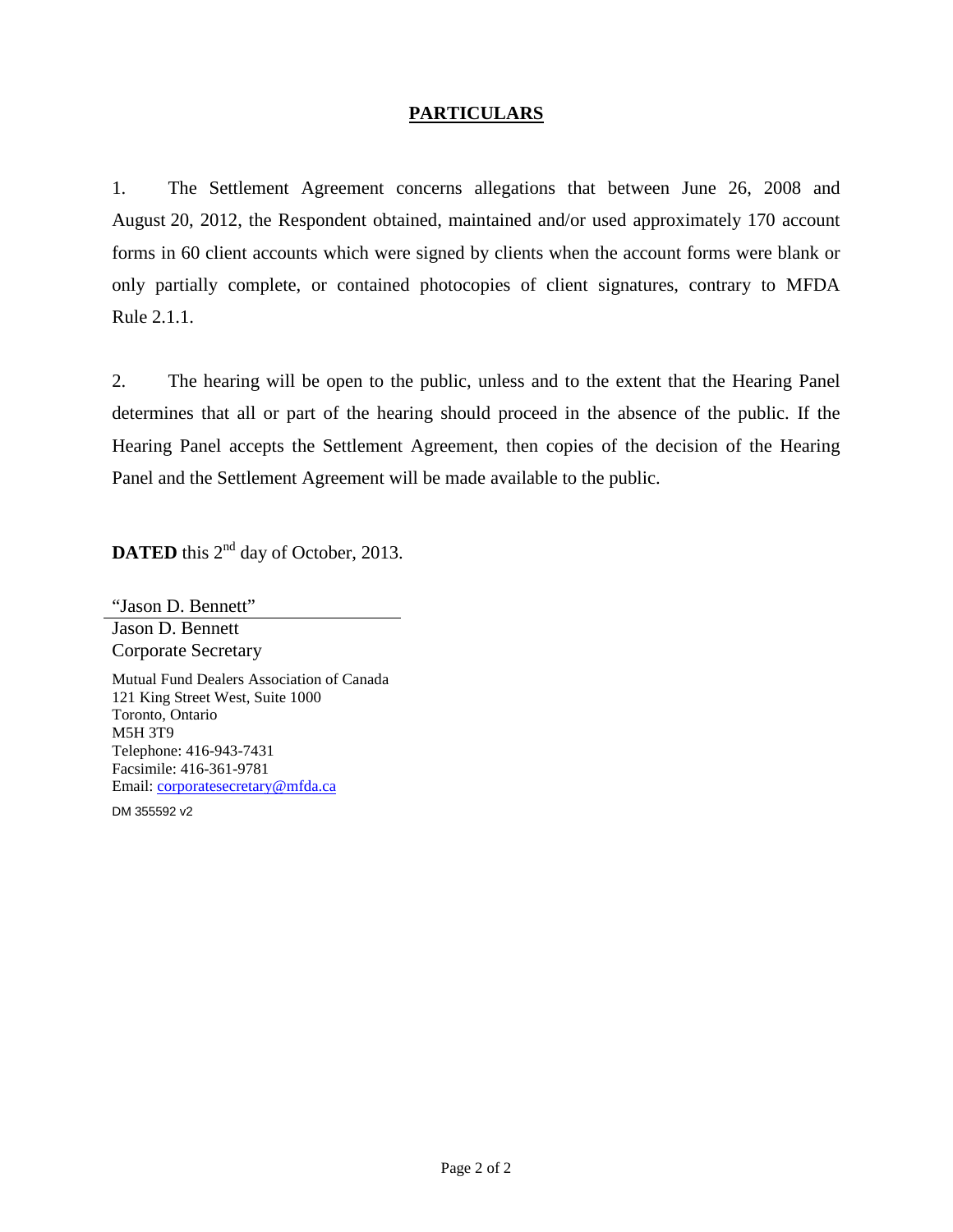## PARTICULARS

1. The Settlement Agreement concerns allegations that between June 26, 2008 and August 20, 2012, the Respondent obtained, maintained and/or used approximately 170 account forms in 60 client accounts which were signed by clients when the account forms were blank or only partially complete, or contained photocopies of client signatures, contrary to MFDA Rule 2.1.1.

2. The hearing will be open to the public, unless and to the extent that the Hearing Panel determines that all or part of the hearing should proceed in the absence of the public. If the Hearing Panel accepts the Settlement Agreement, then copies of the decision of the Hearing Panel and the Settlement Agreement will be made available to the public.

**DATED** this 2nd day of October, 2013.

"Jason D. Bennett"
Jason D. Bennett
Corporate Secretary

Mutual Fund Dealers Association of Canada
121 King Street West, Suite 1000
Toronto, Ontario
M5H 3T9
Telephone: 416-943-7431
Facsimile: 416-361-9781
Email: corporatesecretary@mfda.ca

DM 355592 v2